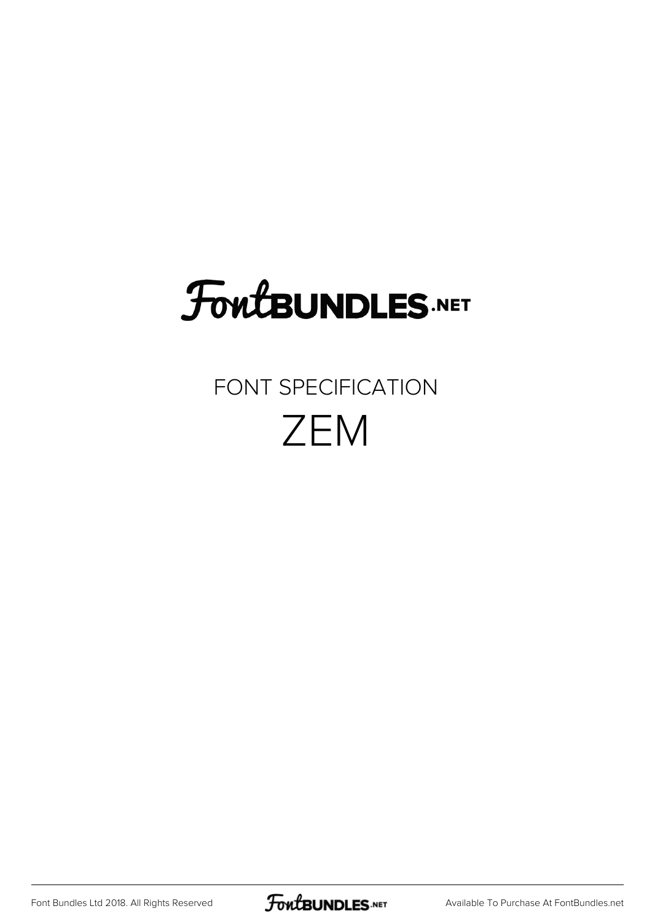# FontBUNDLES.NET

## FONT SPECIFICATION

# ZEM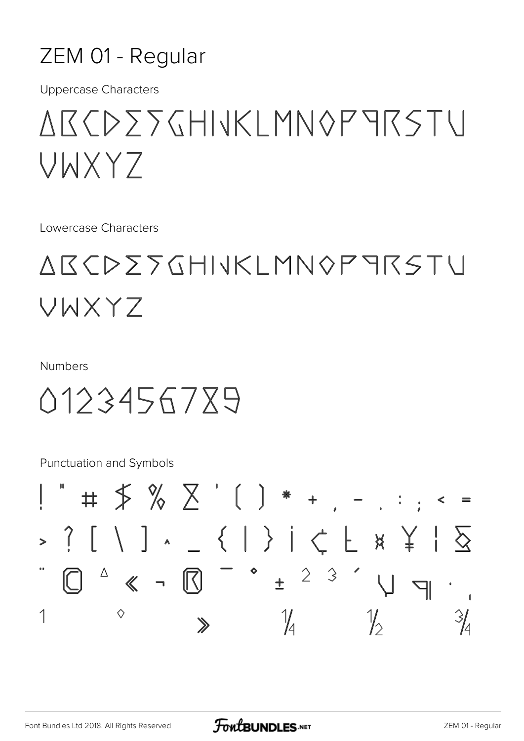# ZEM 01 - Regular

Uppercase Characters

ABCDEFGHIJKLMNOPQRSTU
VWXYZ

Lowercase Characters

ABCDEFGHIJKLMNOPQRSTU
VWXYZ

Numbers

0123456789

Punctuation and Symbols

! " # $ % & ' ( ) * + , - . : ; < =
> ? [ \ ] ^ _ { | } ¡ ¢ £ ¤ ¥ ¦ §
¨ © ª « ¬ ® ¯ ° ± ² ³ ´ µ ¶ · ¸
¹ º » ¼ ½ ¾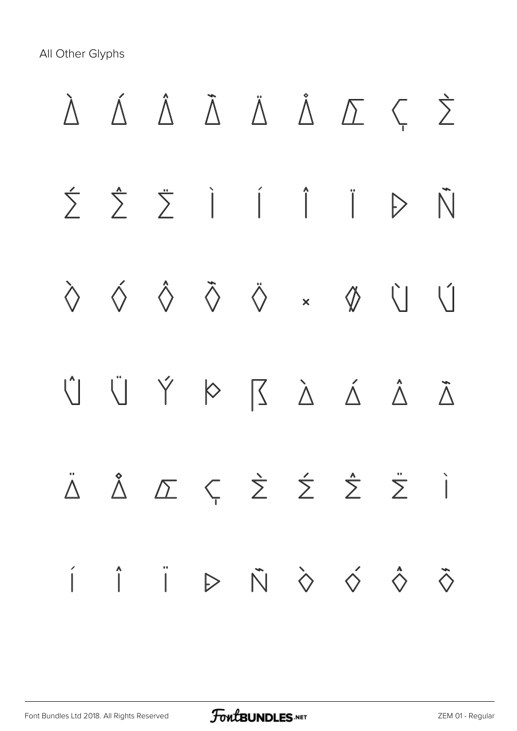All Other Glyphs

À Á Â Ã Ä Å Æ Ç È

É Ê Ë Ì Í Î Ï Ð Ñ

Ò Ó Ô Õ Ö × Ø Ù Ú

Û Ü Ý Þ ß à á â ã

ä å æ ç è é ê ë ì

í î ï ð ñ ò ó ô õ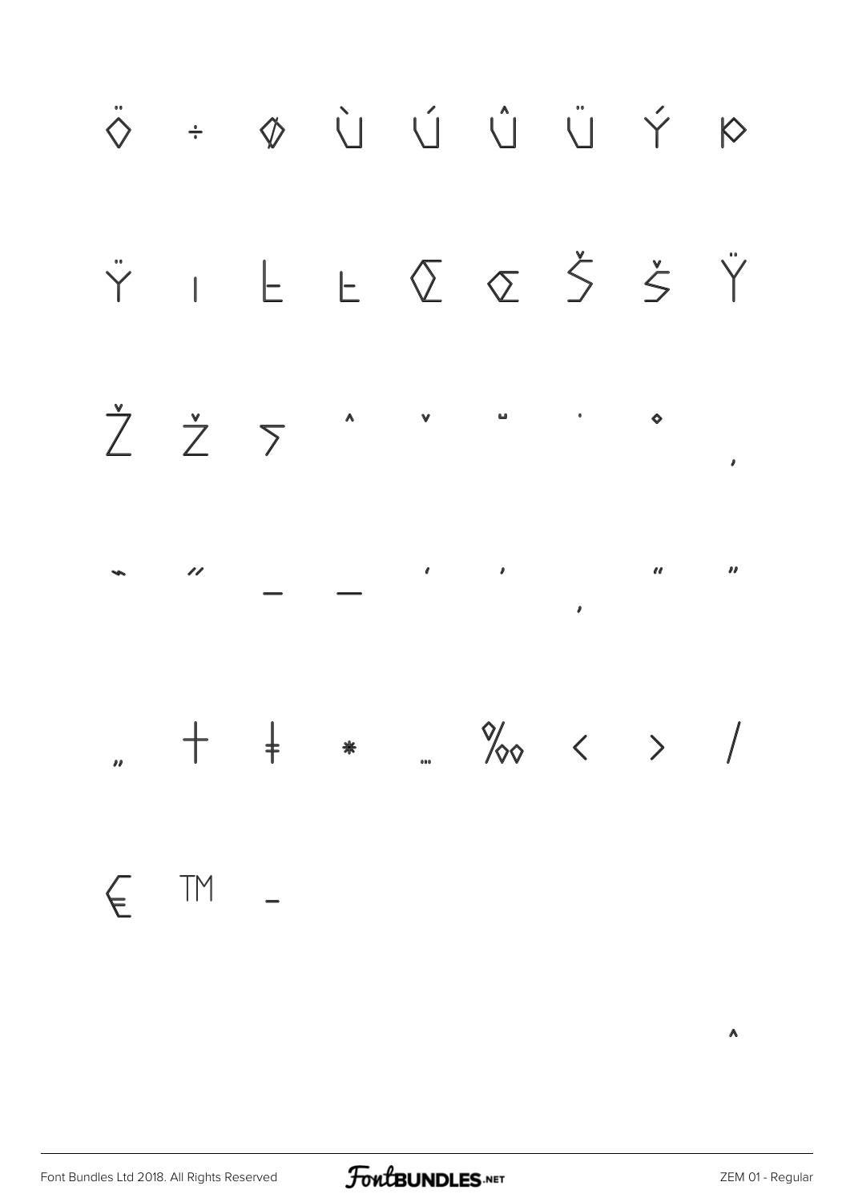Ö ÷ Ø Ù Ú Û Ü Ý Þ

Ÿ ı Ł ł Œ œ Š š Ÿ

Ž ž ƒ ˆ ˇ ˘ ˙ ˚ ˛

˜ ˝ – — ‘ ’ ‚ “ ”

„ † ‡ • … ‰ ‹ › ⁄

€ ™ −

^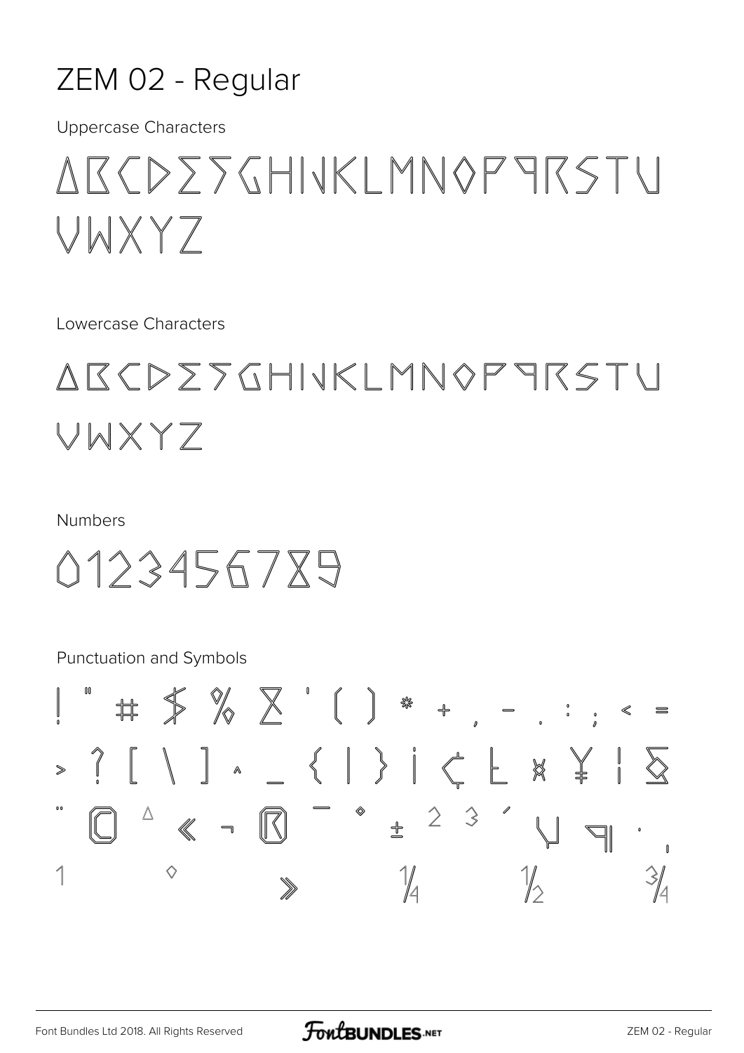# ZEM 02 - Regular

Uppercase Characters

ABCDEFGHIJKLMNOPQRSTU
VWXYZ

Lowercase Characters

ABCDEFGHIJKLMNOPQRSTU
VWXYZ

Numbers

0123456789

Punctuation and Symbols

! " # $ % & ' ( ) * + , - . : ; < =
> ? [ \ ] ^ _ { | } ¡ ¢ £ ¤ ¥ ¦ §
¨ © ª « ¬ ® ¯ ° ± ² ³ ´ µ ¶ · ¸
¹ º » ¼ ½ ¾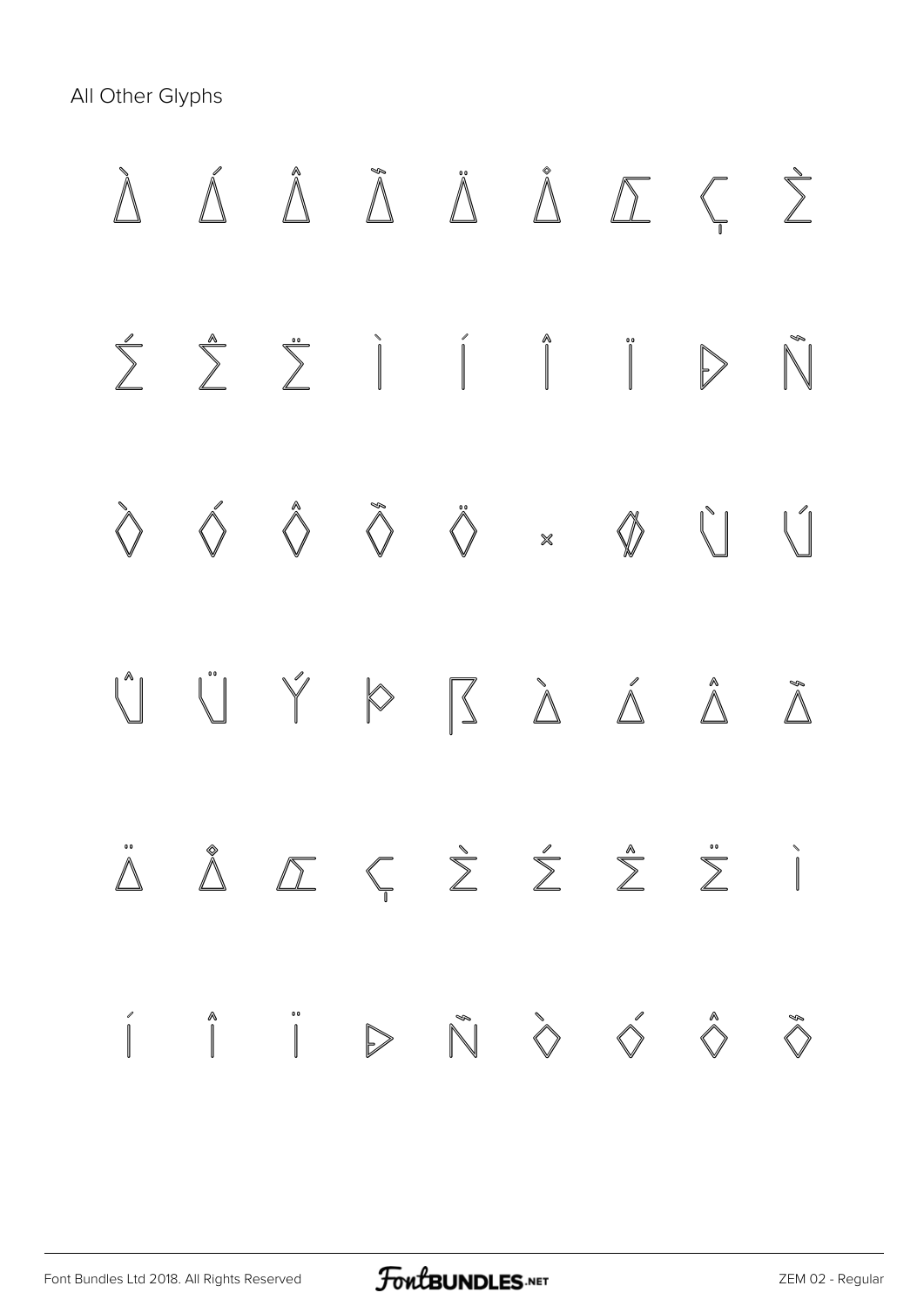All Other Glyphs

À Á Â Ã Ä Å Æ Ç È

É Ê Ë Ì Í Î Ï Ð Ñ

Ò Ó Ô Õ Ö × Ø Ù Ú

Û Ü Ý Þ ß à á â ã

ä å æ ç è é ê ë ì

í î ï ð ñ ò ó ô õ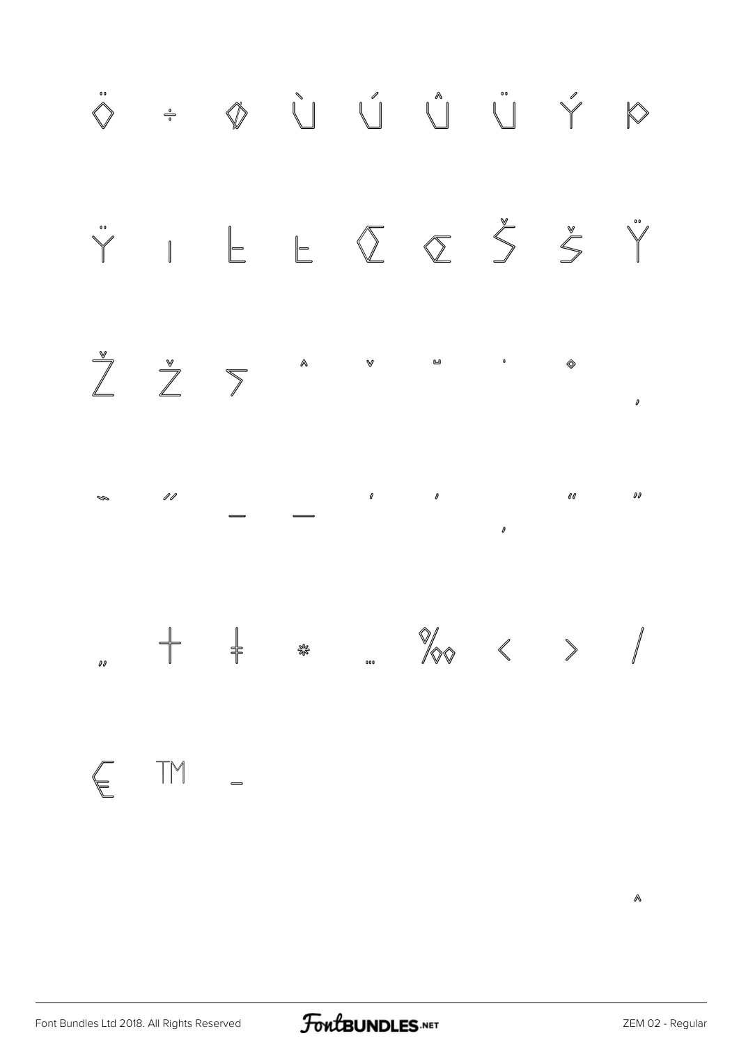Ö ÷ Ø Ù Ú Û Ü Ý Þ

Ÿ ı Ł ł Œ œ Š š Ÿ

Ž ž ƒ ˆ ˇ ˘ ˙ ˚ ˛

˜ ˝ – — ‘ ’ ‚ “ ”

„ † ‡ • … ‰ ‹ › ⁄

€ ™ −

^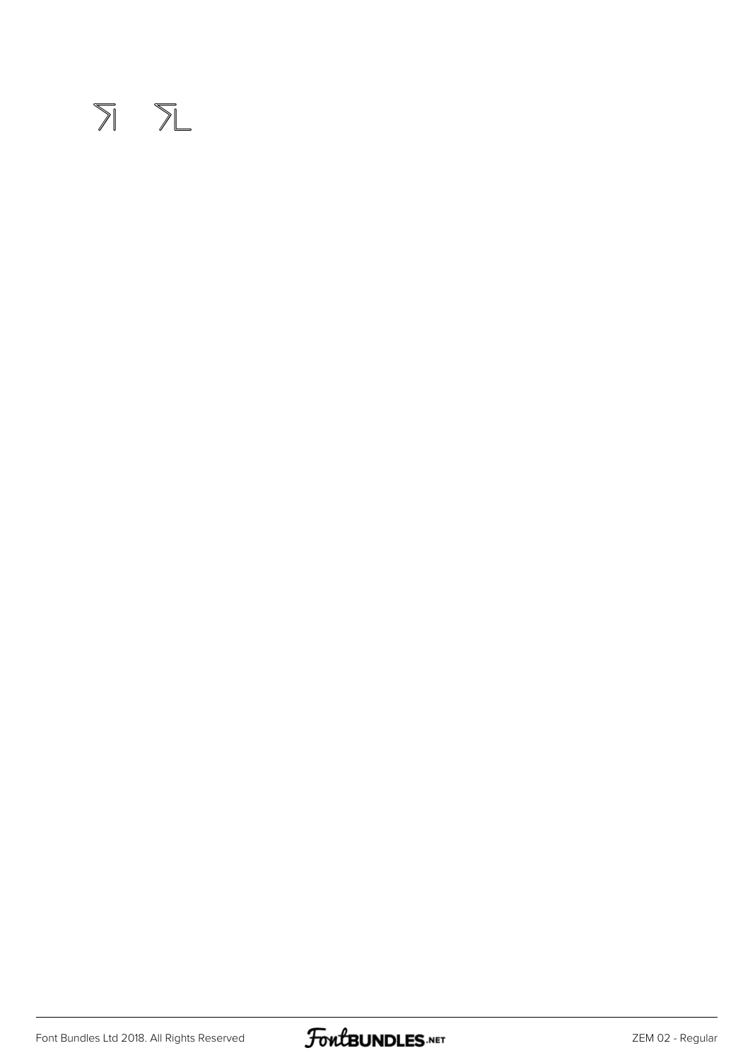ﬁ ﬂ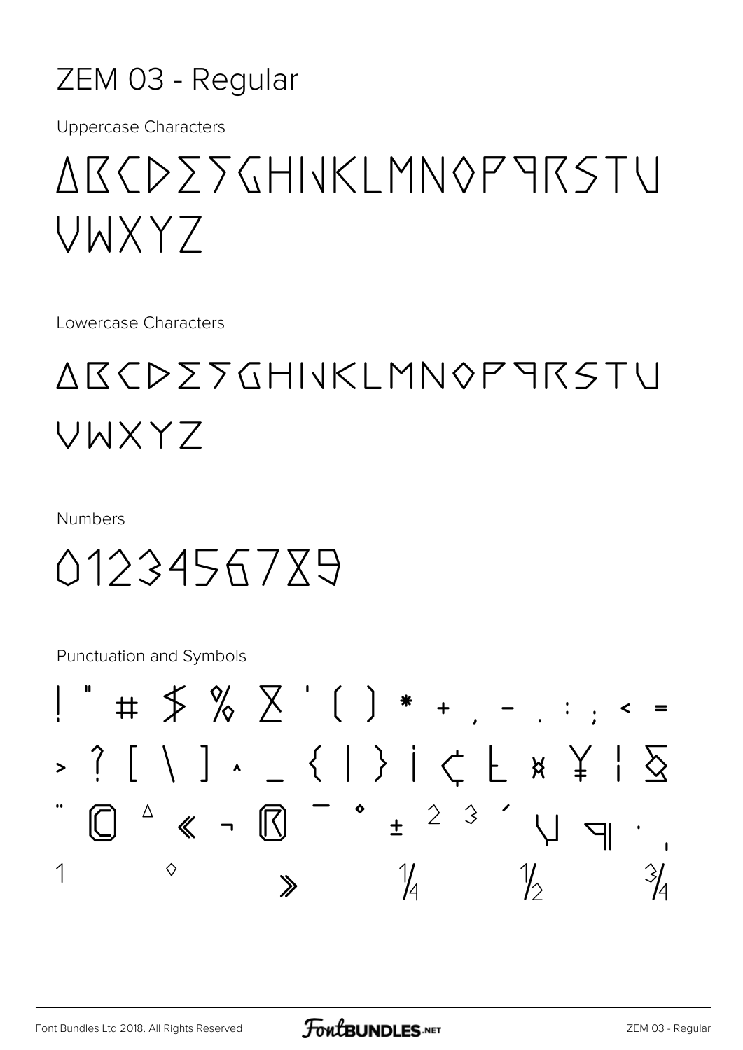# ZEM 03 - Regular

Uppercase Characters

ABCDEFGHIJKLMNOPQRSTU
VWXYZ

Lowercase Characters

ABCDEFGHIJKLMNOPQRSTU
VWXYZ

Numbers

0123456789

Punctuation and Symbols

! " # $ % & ' ( ) * + , - . : ; < =
> ? [ \ ] ^ _ { | } ¡ ¢ £ ¤ ¥ ¦ §
¨ © ª « ¬ ® ¯ ° ± ² ³ ´ µ ¶ · ¸
¹ º » ¼ ½ ¾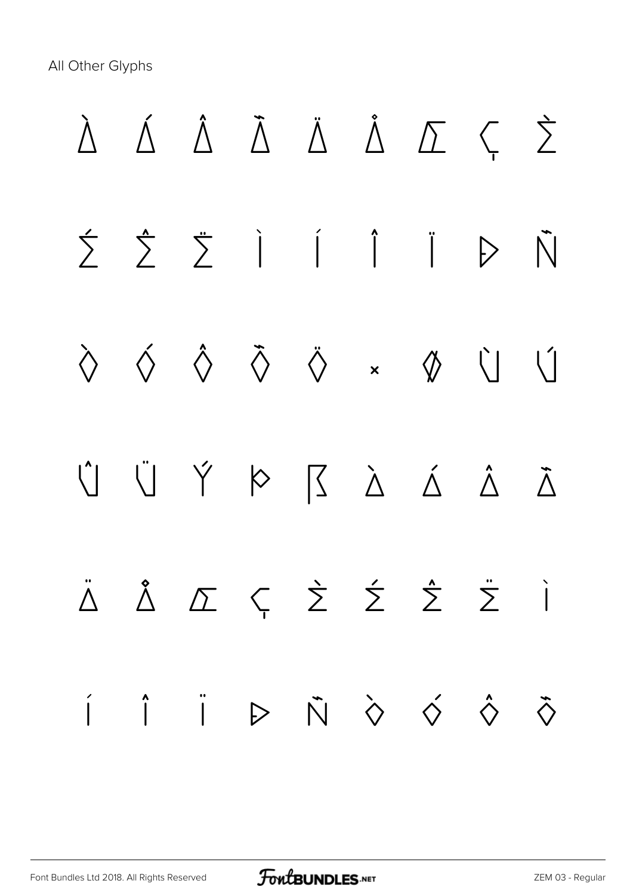All Other Glyphs

À Á Â Ã Ä Å Æ Ç È

É Ê Ë Ì Í Î Ï Ð Ñ

Ò Ó Ô Õ Ö × Ø Ù Ú

Û Ü Ý Þ ß à á â ã

ä å æ ç è é ê ë ì

í î ï ð ñ ò ó ô õ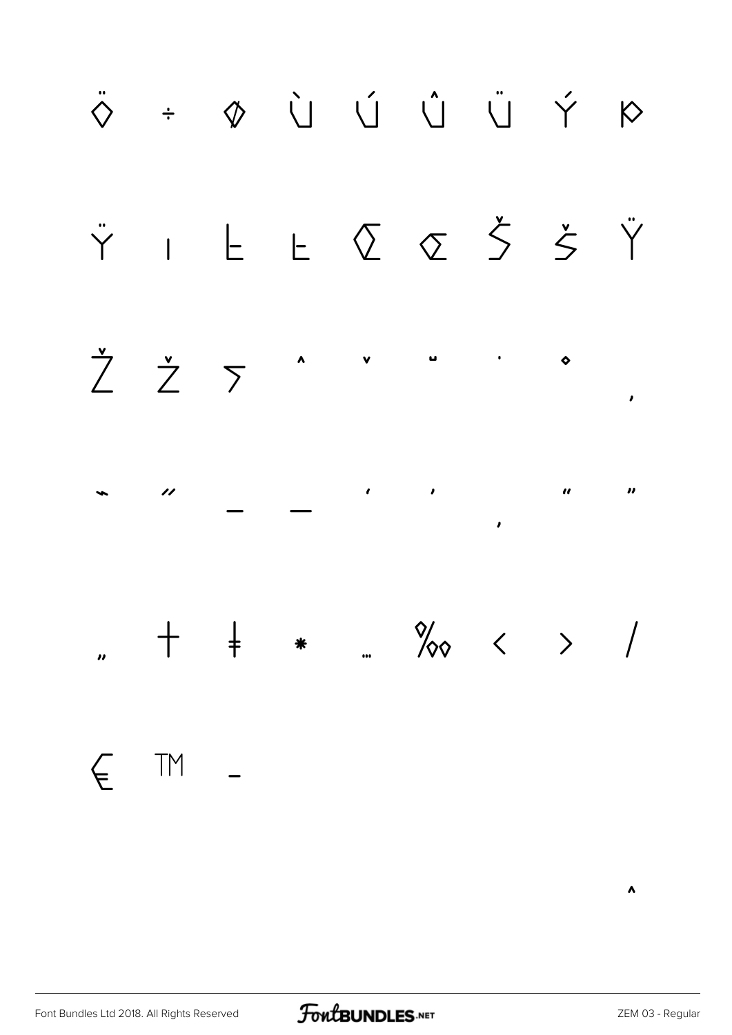Ö ÷ ø Ù Ú Û Ü Ý Þ

Ÿ ı Ł ł Œ œ Š š Ÿ

Ž ž ƒ ˆ ˇ ˘ ˙ ˚ ˛

˜ ˝ – — ' ' ‚ " "

„ † ‡ • … ‰ ‹ › ⁄

€ ™ −

^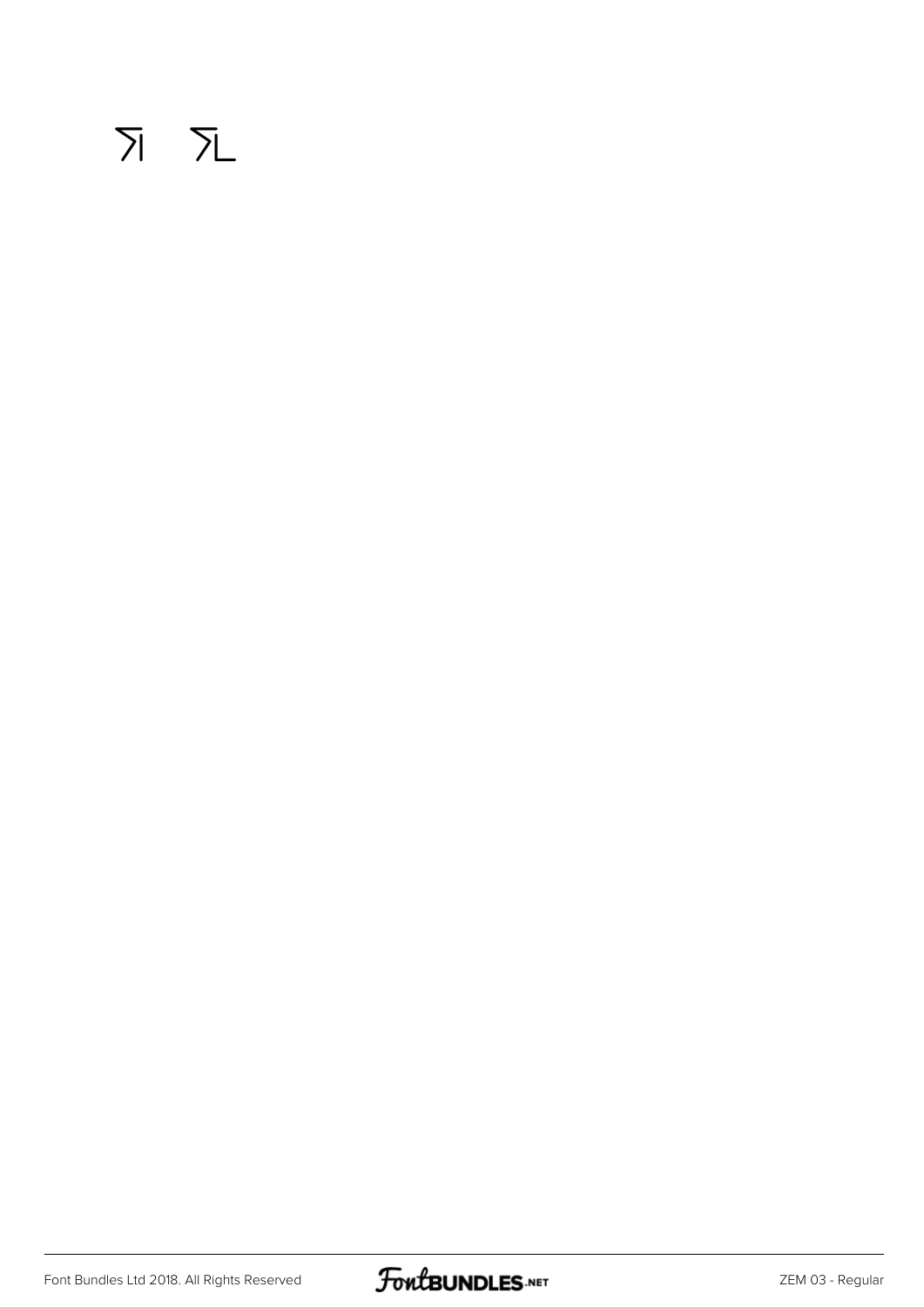키 킨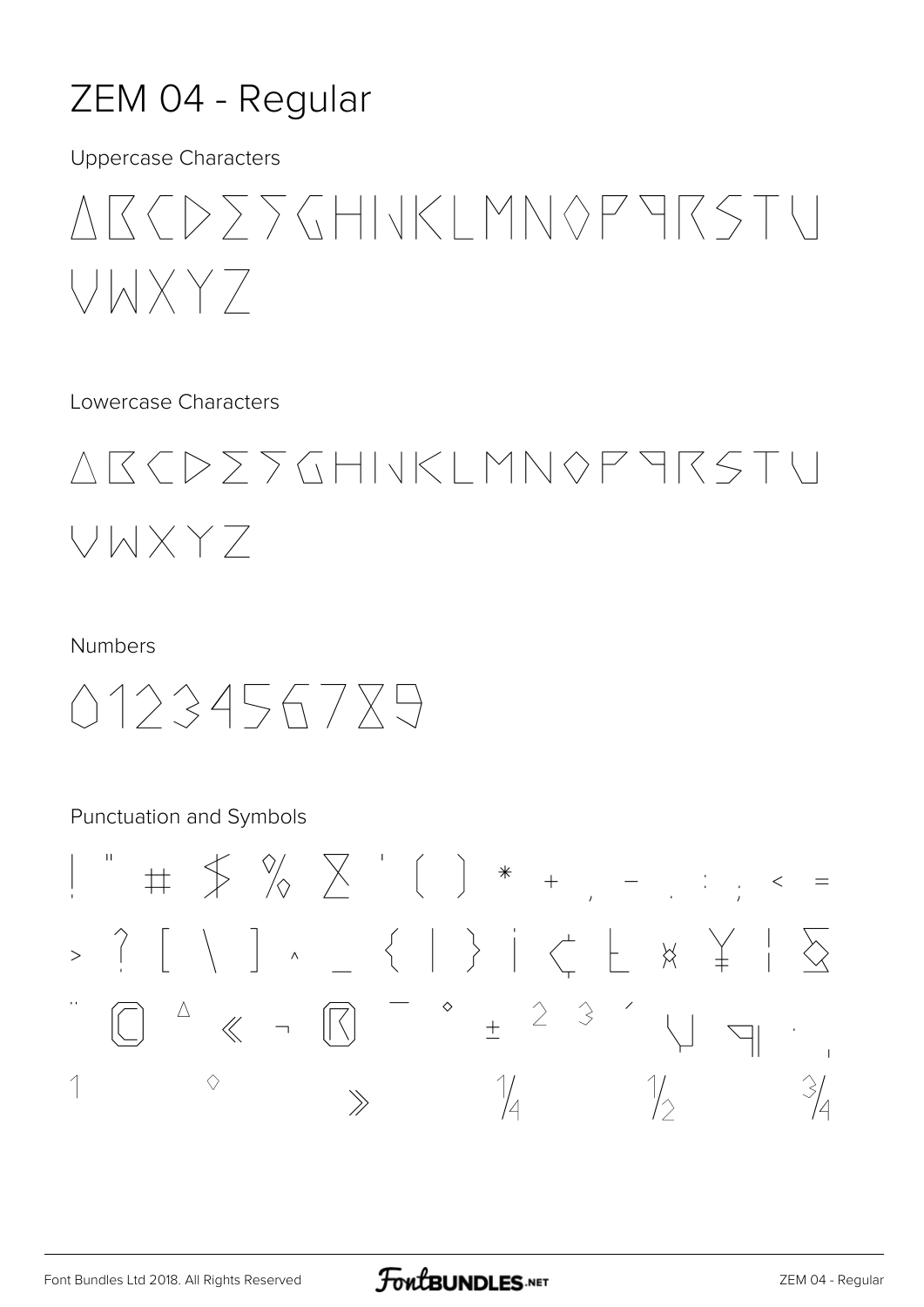# ZEM 04 - Regular

Uppercase Characters

ABCDEFGHIJKLMNOPQRSTU
VWXYZ

Lowercase Characters

ABCDEFGHIJKLMNOPQRSTU
VWXYZ

Numbers

0123456789

Punctuation and Symbols

! " # $ % & ' ( ) * + , - . : ; < =
> ? [ \ ] ^ _ { | } ¡ ¢ £ ¤ ¥ ¦ §
¨ © ª « ¬ ® ¯ ° ± ² ³ ´ µ ¶ · ¸
¹ º » ¼ ½ ¾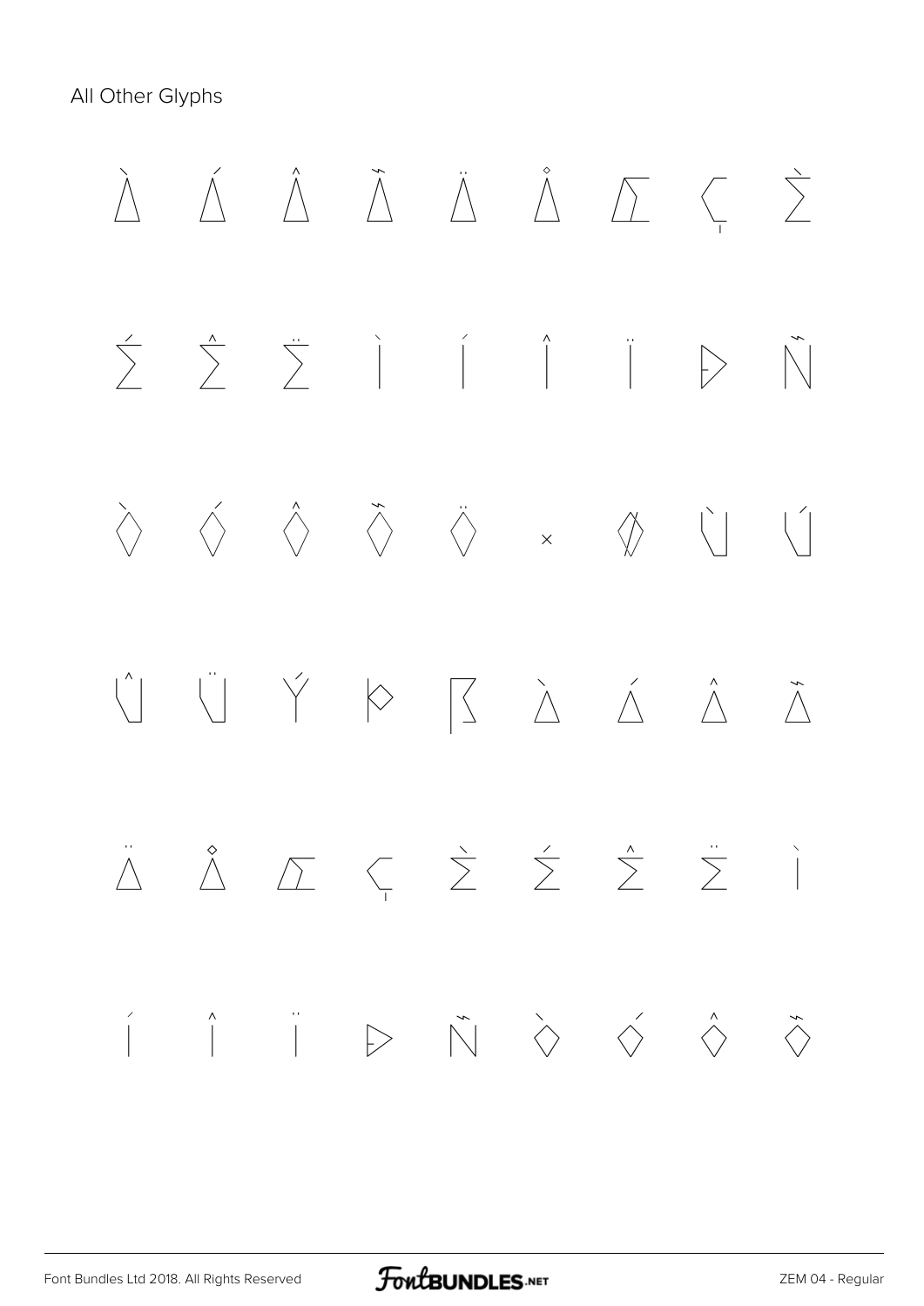All Other Glyphs

À Á Â Ã Ä Å Æ Ç È

É Ê Ë Ì Í Î Ï Ð Ñ

Ò Ó Ô Õ Ö × Ø Ù Ú

Û Ü Ý Þ ß à á â ã

ä å æ ç è é ê ë ì

í î ï ð ñ ò ó ô õ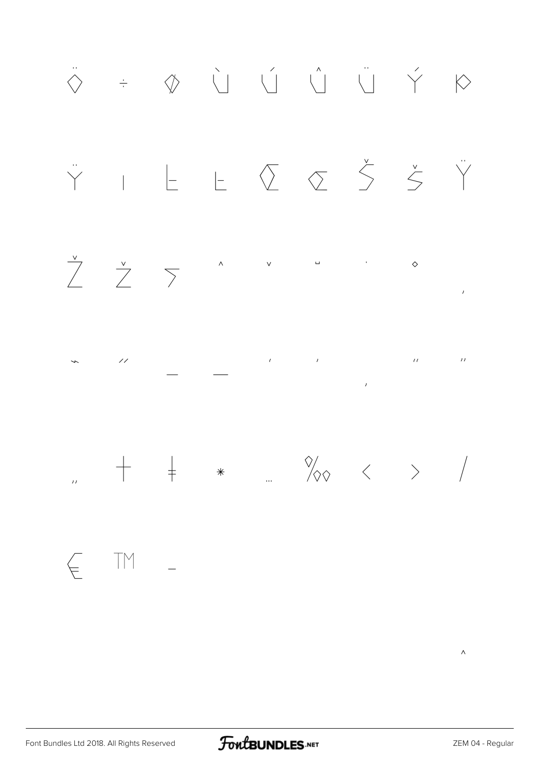Ö ÷ Ø Ù Ú Û Ü Ý Þ

ÿ ı Ł ł Œ œ Š š Ÿ

Ž ž ƒ ˆ ˇ ˘ ˙ ˚ ˛

˜ ˝ – — ‘ ’ ‚ “ ”

„ † ‡ • … ‰ ‹ › ⁄

€ ™ −

^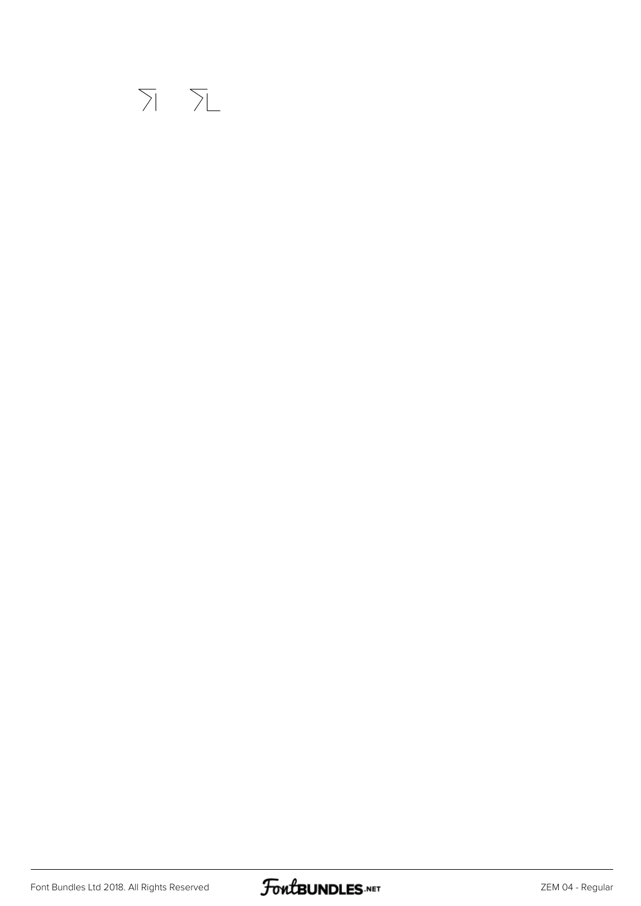ℸ| ℸ|_